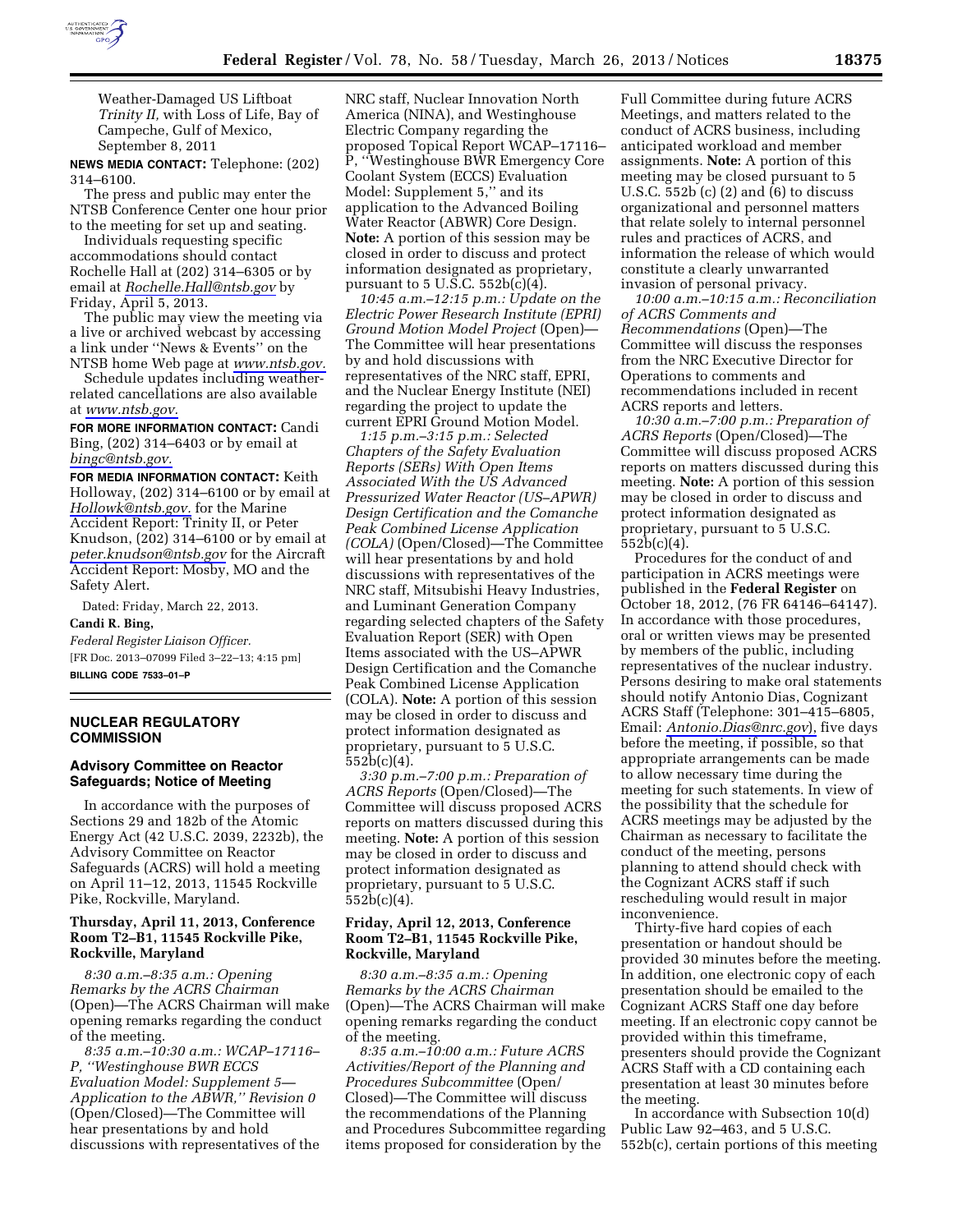Weather-Damaged US Liftboat *Trinity II,* with Loss of Life, Bay of Campeche, Gulf of Mexico, September 8, 2011

**NEWS MEDIA CONTACT:** Telephone: (202) 314–6100.

The press and public may enter the NTSB Conference Center one hour prior to the meeting for set up and seating.

Individuals requesting specific accommodations should contact Rochelle Hall at (202) 314–6305 or by email at *Rochelle.Hall@ntsb.gov* by Friday, April 5, 2013.

The public may view the meeting via a live or archived webcast by accessing a link under ''News & Events'' on the NTSB home Web page at *www.ntsb.gov.*

Schedule updates including weather-related cancellations are also available at *www.ntsb.gov.*

**FOR MORE INFORMATION CONTACT:** Candi Bing, (202) 314–6403 or by email at *bingc@ntsb.gov.*

**FOR MEDIA INFORMATION CONTACT:** Keith Holloway, (202) 314–6100 or by email at *Hollowk@ntsb.gov.* for the Marine Accident Report: Trinity II, or Peter Knudson, (202) 314–6100 or by email at *peter.knudson@ntsb.gov* for the Aircraft Accident Report: Mosby, MO and the Safety Alert.

Dated: Friday, March 22, 2013.

**Candi R. Bing,**

*Federal Register Liaison Officer.*

[FR Doc. 2013–07099 Filed 3–22–13; 4:15 pm]

**BILLING CODE 7533–01–P**

## NUCLEAR REGULATORY COMMISSION

### Advisory Committee on Reactor Safeguards; Notice of Meeting

In accordance with the purposes of Sections 29 and 182b of the Atomic Energy Act (42 U.S.C. 2039, 2232b), the Advisory Committee on Reactor Safeguards (ACRS) will hold a meeting on April 11–12, 2013, 11545 Rockville Pike, Rockville, Maryland.

### Thursday, April 11, 2013, Conference Room T2–B1, 11545 Rockville Pike, Rockville, Maryland

*8:30 a.m.–8:35 a.m.: Opening Remarks by the ACRS Chairman* (Open)—The ACRS Chairman will make opening remarks regarding the conduct of the meeting.

*8:35 a.m.–10:30 a.m.: WCAP–17116–P, ''Westinghouse BWR ECCS Evaluation Model: Supplement 5—Application to the ABWR,'' Revision 0* (Open/Closed)—The Committee will hear presentations by and hold discussions with representatives of the NRC staff, Nuclear Innovation North America (NINA), and Westinghouse Electric Company regarding the proposed Topical Report WCAP–17116–P, ''Westinghouse BWR Emergency Core Coolant System (ECCS) Evaluation Model: Supplement 5,'' and its application to the Advanced Boiling Water Reactor (ABWR) Core Design. **Note:** A portion of this session may be closed in order to discuss and protect information designated as proprietary, pursuant to 5 U.S.C. 552b(c)(4).

*10:45 a.m.–12:15 p.m.: Update on the Electric Power Research Institute (EPRI) Ground Motion Model Project* (Open)—The Committee will hear presentations by and hold discussions with representatives of the NRC staff, EPRI, and the Nuclear Energy Institute (NEI) regarding the project to update the current EPRI Ground Motion Model.

*1:15 p.m.–3:15 p.m.: Selected Chapters of the Safety Evaluation Reports (SERs) With Open Items Associated With the US Advanced Pressurized Water Reactor (US–APWR) Design Certification and the Comanche Peak Combined License Application (COLA)* (Open/Closed)—The Committee will hear presentations by and hold discussions with representatives of the NRC staff, Mitsubishi Heavy Industries, and Luminant Generation Company regarding selected chapters of the Safety Evaluation Report (SER) with Open Items associated with the US–APWR Design Certification and the Comanche Peak Combined License Application (COLA). **Note:** A portion of this session may be closed in order to discuss and protect information designated as proprietary, pursuant to 5 U.S.C. 552b(c)(4).

*3:30 p.m.–7:00 p.m.: Preparation of ACRS Reports* (Open/Closed)—The Committee will discuss proposed ACRS reports on matters discussed during this meeting. **Note:** A portion of this session may be closed in order to discuss and protect information designated as proprietary, pursuant to 5 U.S.C. 552b(c)(4).

### Friday, April 12, 2013, Conference Room T2–B1, 11545 Rockville Pike, Rockville, Maryland

*8:30 a.m.–8:35 a.m.: Opening Remarks by the ACRS Chairman* (Open)—The ACRS Chairman will make opening remarks regarding the conduct of the meeting.

*8:35 a.m.–10:00 a.m.: Future ACRS Activities/Report of the Planning and Procedures Subcommittee* (Open/Closed)—The Committee will discuss the recommendations of the Planning and Procedures Subcommittee regarding items proposed for consideration by the Full Committee during future ACRS Meetings, and matters related to the conduct of ACRS business, including anticipated workload and member assignments. **Note:** A portion of this meeting may be closed pursuant to 5 U.S.C. 552b (c) (2) and (6) to discuss organizational and personnel matters that relate solely to internal personnel rules and practices of ACRS, and information the release of which would constitute a clearly unwarranted invasion of personal privacy.

*10:00 a.m.–10:15 a.m.: Reconciliation of ACRS Comments and Recommendations* (Open)—The Committee will discuss the responses from the NRC Executive Director for Operations to comments and recommendations included in recent ACRS reports and letters.

*10:30 a.m.–7:00 p.m.: Preparation of ACRS Reports* (Open/Closed)—The Committee will discuss proposed ACRS reports on matters discussed during this meeting. **Note:** A portion of this session may be closed in order to discuss and protect information designated as proprietary, pursuant to 5 U.S.C. 552b(c)(4).

Procedures for the conduct of and participation in ACRS meetings were published in the **Federal Register** on October 18, 2012, (76 FR 64146–64147). In accordance with those procedures, oral or written views may be presented by members of the public, including representatives of the nuclear industry. Persons desiring to make oral statements should notify Antonio Dias, Cognizant ACRS Staff (Telephone: 301–415–6805, Email: *Antonio.Dias@nrc.gov*), five days before the meeting, if possible, so that appropriate arrangements can be made to allow necessary time during the meeting for such statements. In view of the possibility that the schedule for ACRS meetings may be adjusted by the Chairman as necessary to facilitate the conduct of the meeting, persons planning to attend should check with the Cognizant ACRS staff if such rescheduling would result in major inconvenience.

Thirty-five hard copies of each presentation or handout should be provided 30 minutes before the meeting. In addition, one electronic copy of each presentation should be emailed to the Cognizant ACRS Staff one day before meeting. If an electronic copy cannot be provided within this timeframe, presenters should provide the Cognizant ACRS Staff with a CD containing each presentation at least 30 minutes before the meeting.

In accordance with Subsection 10(d) Public Law 92–463, and 5 U.S.C. 552b(c), certain portions of this meeting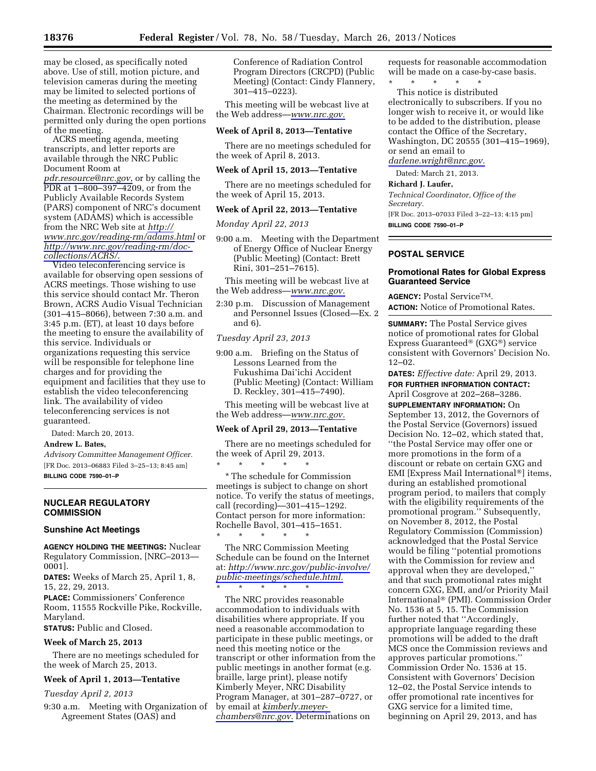may be closed, as specifically noted above. Use of still, motion picture, and television cameras during the meeting may be limited to selected portions of the meeting as determined by the Chairman. Electronic recordings will be permitted only during the open portions of the meeting.

ACRS meeting agenda, meeting transcripts, and letter reports are available through the NRC Public Document Room at *pdr.resource@nrc.gov*, or by calling the PDR at 1–800–397–4209, or from the Publicly Available Records System (PARS) component of NRC's document system (ADAMS) which is accessible from the NRC Web site at *http://www.nrc.gov/reading-rm/adams.html* or *http://www.nrc.gov/reading-rm/doc-collections/ACRS/*.

Video teleconferencing service is available for observing open sessions of ACRS meetings. Those wishing to use this service should contact Mr. Theron Brown, ACRS Audio Visual Technician (301–415–8066), between 7:30 a.m. and 3:45 p.m. (ET), at least 10 days before the meeting to ensure the availability of this service. Individuals or organizations requesting this service will be responsible for telephone line charges and for providing the equipment and facilities that they use to establish the video teleconferencing link. The availability of video teleconferencing services is not guaranteed.

Dated: March 20, 2013.

**Andrew L. Bates,**

*Advisory Committee Management Officer.*

[FR Doc. 2013–06883 Filed 3–25–13; 8:45 am]

**BILLING CODE 7590–01–P**

## NUCLEAR REGULATORY COMMISSION

### Sunshine Act Meetings

**AGENCY HOLDING THE MEETINGS:** Nuclear Regulatory Commission, [NRC–2013—0001].

**DATES:** Weeks of March 25, April 1, 8, 15, 22, 29, 2013.

**PLACE:** Commissioners' Conference Room, 11555 Rockville Pike, Rockville, Maryland.

**STATUS:** Public and Closed.

**Week of March 25, 2013**

There are no meetings scheduled for the week of March 25, 2013.

**Week of April 1, 2013—Tentative**

*Tuesday April 2, 2013*

9:30 a.m. Meeting with Organization of Agreement States (OAS) and Conference of Radiation Control Program Directors (CRCPD) (Public Meeting) (Contact: Cindy Flannery, 301–415–0223).

This meeting will be webcast live at the Web address—*www.nrc.gov.*

**Week of April 8, 2013—Tentative**

There are no meetings scheduled for the week of April 8, 2013.

**Week of April 15, 2013—Tentative**

There are no meetings scheduled for the week of April 15, 2013.

**Week of April 22, 2013—Tentative**

*Monday April 22, 2013*

9:00 a.m. Meeting with the Department of Energy Office of Nuclear Energy (Public Meeting) (Contact: Brett Rini, 301–251–7615).

This meeting will be webcast live at the Web address—*www.nrc.gov.*

2:30 p.m. Discussion of Management and Personnel Issues (Closed—Ex. 2 and 6).

*Tuesday April 23, 2013*

9:00 a.m. Briefing on the Status of Lessons Learned from the Fukushima Dai'ichi Accident (Public Meeting) (Contact: William D. Reckley, 301–415–7490).

This meeting will be webcast live at the Web address—*www.nrc.gov.*

**Week of April 29, 2013—Tentative**

There are no meetings scheduled for the week of April 29, 2013.

\* \* \* \* \*

\* The schedule for Commission meetings is subject to change on short notice. To verify the status of meetings, call (recording)—301–415–1292. Contact person for more information: Rochelle Bavol, 301–415–1651.

\* \* \* \* \*

The NRC Commission Meeting Schedule can be found on the Internet at: *http://www.nrc.gov/public-involve/public-meetings/schedule.html.*

\* \* \* \* \*

The NRC provides reasonable accommodation to individuals with disabilities where appropriate. If you need a reasonable accommodation to participate in these public meetings, or need this meeting notice or the transcript or other information from the public meetings in another format (e.g. braille, large print), please notify Kimberly Meyer, NRC Disability Program Manager, at 301–287–0727, or by email at *kimberly.meyer-chambers@nrc.gov.* Determinations on requests for reasonable accommodation will be made on a case-by-case basis.

\* \* \* \* \*

This notice is distributed electronically to subscribers. If you no longer wish to receive it, or would like to be added to the distribution, please contact the Office of the Secretary, Washington, DC 20555 (301–415–1969), or send an email to *darlene.wright@nrc.gov.*

Dated: March 21, 2013.

**Richard J. Laufer,**

*Technical Coordinator, Office of the Secretary.*

[FR Doc. 2013–07033 Filed 3–22–13; 4:15 pm]

**BILLING CODE 7590–01–P**

## POSTAL SERVICE

### Promotional Rates for Global Express Guaranteed Service

**AGENCY:** Postal Service™.

**ACTION:** Notice of Promotional Rates.

**SUMMARY:** The Postal Service gives notice of promotional rates for Global Express Guaranteed® (GXG®) service consistent with Governors' Decision No. 12–02.

**DATES:** *Effective date:* April 29, 2013.

**FOR FURTHER INFORMATION CONTACT:** April Cosgrove at 202–268–3286.

**SUPPLEMENTARY INFORMATION:** On September 13, 2012, the Governors of the Postal Service (Governors) issued Decision No. 12–02, which stated that, ''the Postal Service may offer one or more promotions in the form of a discount or rebate on certain GXG and EMI [Express Mail International®] items, during an established promotional program period, to mailers that comply with the eligibility requirements of the promotional program.'' Subsequently, on November 8, 2012, the Postal Regulatory Commission (Commission) acknowledged that the Postal Service would be filing ''potential promotions with the Commission for review and approval when they are developed,'' and that such promotional rates might concern GXG, EMI, and/or Priority Mail International® (PMI). Commission Order No. 1536 at 5, 15. The Commission further noted that ''Accordingly, appropriate language regarding these promotions will be added to the draft MCS once the Commission reviews and approves particular promotions.'' Commission Order No. 1536 at 15. Consistent with Governors' Decision 12–02, the Postal Service intends to offer promotional rate incentives for GXG service for a limited time, beginning on April 29, 2013, and has